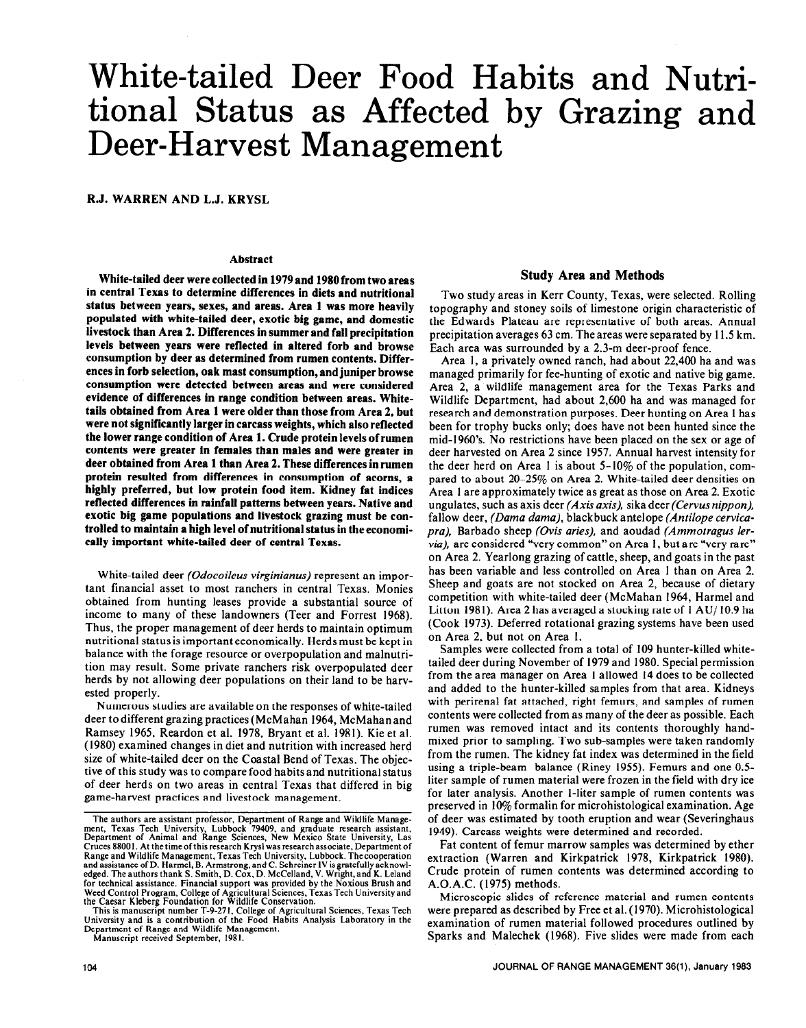# White-tailed Deer Food Habits and Nutritional Status as Affected by Grazing and Deer-Harvest Management

**R.J. WARREN AND L.J. KRYSL**

## Abstract

**White-tailed deer were collected in 1979 and 1980 from two areas in central Texas to determine differences in diets and nutritional status between years, sexes, and areas. Area 1 was more heavily populated with white-tailed deer, exotic big game, and domestic livestock than Area 2. Differences in summer and fall precipitation levels between years were reflected in altered forb and browse consumption by deer as determined from rumen contents. Differences in forb selection, oak mast consumption, and juniper browse consumption were detected between areas and were considered evidence of differences in range condition between areas. White-tails obtained from Area 1 were older than those from Area 2, but were not significantly larger in carcass weights, which also reflected the lower range condition of Area 1. Crude protein levels of rumen contents were greater in females than males and were greater in deer obtained from Area 1 than Area 2. These differences in rumen protein resulted from differences in consumption of acorns, a highly preferred, but low protein food item. Kidney fat indices reflected differences in rainfall patterns between years. Native and exotic big game populations and livestock grazing must be controlled to maintain a high level of nutritional status in the economically important white-tailed deer of central Texas.**

White-tailed deer *(Odocoileus virginianus)* represent an important financial asset to most ranchers in central Texas. Monies obtained from hunting leases provide a substantial source of income to many of these landowners (Teer and Forrest 1968). Thus, the proper management of deer herds to maintain optimum nutritional status is important economically. Herds must be kept in balance with the forage resource or overpopulation and malnutrition may result. Some private ranchers risk overpopulated deer herds by not allowing deer populations on their land to be harvested properly.

Numerous studies are available on the responses of white-tailed deer to different grazing practices (McMahan 1964, McMahan and Ramsey 1965, Reardon et al. 1978, Bryant et al. 1981). Kie et al. (1980) examined changes in diet and nutrition with increased herd size of white-tailed deer on the Coastal Bend of Texas. The objective of this study was to compare food habits and nutritional status of deer herds on two areas in central Texas that differed in big game-harvest practices and livestock management.

The authors are assistant professor, Department of Range and Wildlife Management, Texas Tech University, Lubbock 79409, and graduate research assistant, Department of Animal and Range Sciences, New Mexico State University, Las Cruces 88001. At the time of this research Krysl was research associate, Department of Range and Wildlife Management, Texas Tech University, Lubbock. The cooperation and assistance of D. Harmel, B. Armstrong, and C. Schreiner IV is gratefully acknowledged. The authors thank S. Smith, D. Cox, D. McCelland, V. Wright, and K. Leland for technical assistance. Financial support was provided by the Noxious Brush and Weed Control Program, College of Agricultural Sciences, Texas Tech University and the Caesar Kleberg Foundation for Wildlife Conservation.

This is manuscript number T-9-271, College of Agricultural Sciences, Texas Tech University and is a contribution of the Food Habits Analysis Laboratory in the Department of Range and Wildlife Management.

Manuscript received September, 1981.

## Study Area and Methods

Two study areas in Kerr County, Texas, were selected. Rolling topography and stoney soils of limestone origin characteristic of the Edwards Plateau are representative of both areas. Annual precipitation averages 63 cm. The areas were separated by 11.5 km. Each area was surrounded by a 2.3-m deer-proof fence.

Area 1, a privately owned ranch, had about 22,400 ha and was managed primarily for fee-hunting of exotic and native big game. Area 2, a wildlife management area for the Texas Parks and Wildlife Department, had about 2,600 ha and was managed for research and demonstration purposes. Deer hunting on Area 1 has been for trophy bucks only; does have not been hunted since the mid-1960's. No restrictions have been placed on the sex or age of deer harvested on Area 2 since 1957. Annual harvest intensity for the deer herd on Area 1 is about 5–10% of the population, compared to about 20–25% on Area 2. White-tailed deer densities on Area 1 are approximately twice as great as those on Area 2. Exotic ungulates, such as axis deer *(Axis axis)*, sika deer *(Cervus nippon)*, fallow deer, *(Dama dama)*, blackbuck antelope *(Antilope cervicapra)*, Barbado sheep *(Ovis aries)*, and aoudad *(Ammotragus lervia)*, are considered "very common" on Area 1, but are "very rare" on Area 2. Yearlong grazing of cattle, sheep, and goats in the past has been variable and less controlled on Area 1 than on Area 2. Sheep and goats are not stocked on Area 2, because of dietary competition with white-tailed deer (McMahan 1964, Harmel and Litton 1981). Area 2 has averaged a stocking rate of 1 AU/10.9 ha (Cook 1973). Deferred rotational grazing systems have been used on Area 2, but not on Area 1.

Samples were collected from a total of 109 hunter-killed white-tailed deer during November of 1979 and 1980. Special permission from the area manager on Area 1 allowed 14 does to be collected and added to the hunter-killed samples from that area. Kidneys with perirenal fat attached, right femurs, and samples of rumen contents were collected from as many of the deer as possible. Each rumen was removed intact and its contents thoroughly hand-mixed prior to sampling. Two sub-samples were taken randomly from the rumen. The kidney fat index was determined in the field using a triple-beam balance (Riney 1955). Femurs and one 0.5-liter sample of rumen material were frozen in the field with dry ice for later analysis. Another 1-liter sample of rumen contents was preserved in 10% formalin for microhistological examination. Age of deer was estimated by tooth eruption and wear (Severinghaus 1949). Carcass weights were determined and recorded.

Fat content of femur marrow samples was determined by ether extraction (Warren and Kirkpatrick 1978, Kirkpatrick 1980). Crude protein of rumen contents was determined according to A.O.A.C. (1975) methods.

Microscopic slides of reference material and rumen contents were prepared as described by Free et al. (1970). Microhistological examination of rumen material followed procedures outlined by Sparks and Malechek (1968). Five slides were made from each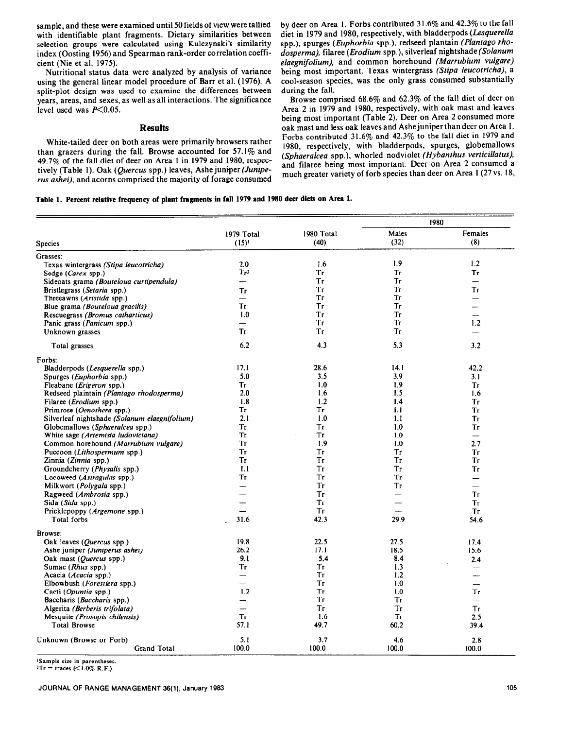sample, and these were examined until 50 fields of view were tallied with identifiable plant fragments. Dietary similarities between selection groups were calculated using Kulczynski's similarity index (Oosting 1956) and Spearman rank-order correlation coefficient (Nie et al. 1975).

Nutritional status data were analyzed by analysis of variance using the general linear model procedure of Barr et al. (1976). A split-plot design was used to examine the differences between years, areas, and sexes, as well as all interactions. The significance level used was $P<0.05$.

## Results

White-tailed deer on both areas were primarily browsers rather than grazers during the fall. Browse accounted for 57.1% and 49.7% of the fall diet of deer on Area 1 in 1979 and 1980, respectively (Table 1). Oak (*Quercus* spp.) leaves, Ashe juniper (*Juniperus ashei*), and acorns comprised the majority of forage consumed by deer on Area 1. Forbs contributed 31.6% and 42.3% to the fall diet in 1979 and 1980, respectively, with bladderpods (*Lesquerella* spp.), spurges (*Euphorbia* spp.), redseed plantain (*Plantago rhodosperma*), filaree (*Erodium* spp.), silverleaf nightshade (*Solanum elaegnifolium*), and common horehound (*Marrubium vulgare*) being most important. Texas wintergrass (*Stipa leucotricha*), a cool-season species, was the only grass consumed substantially during the fall.

Browse comprised 68.6% and 62.3% of the fall diet of deer on Area 2 in 1979 and 1980, respectively, with oak mast and leaves being most important (Table 2). Deer on Area 2 consumed more oak mast and less oak leaves and Ashe juniper than deer on Area 1. Forbs contributed 31.6% and 42.3% to the fall diet in 1979 and 1980, respectively, with bladderpods, spurges, globemallows (*Sphaeralcea* spp.), whorled nodviolet (*Hybanthus verticillatus*), and filaree being most important. Deer on Area 2 consumed a much greater variety of forb species than deer on Area 1 (27 vs. 18,

**Table 1. Percent relative frequency of plant fragments in fall 1979 and 1980 deer diets on Area 1.**

| Species | 1979 Total (15)[1] | 1980 Total (40) | 1980 Males (32) | 1980 Females (8) |
|---|---|---|---|---|
| **Grasses:** | | | | |
| Texas wintergrass (*Stipa leucotricha*) | 2.0 | 1.6 | 1.9 | 1.2 |
| Sedge (*Carex* spp.) | Tr[2] | Tr | Tr | Tr |
| Sideoats grama (*Bouteloua curtipendula*) | — | Tr | Tr | — |
| Bristlegrass (*Setaria* spp.) | Tr | Tr | Tr | Tr |
| Threeawns (*Aristida* spp.) | — | Tr | Tr | — |
| Blue grama (*Bouteloua gracilis*) | Tr | Tr | Tr | — |
| Rescuegrass (*Bromus catharticus*) | 1.0 | Tr | Tr | — |
| Panic grass (*Panicum* spp.) | — | Tr | Tr | 1.2 |
| Unknown grasses | Tr | Tr | Tr | — |
| Total grasses | 6.2 | 4.3 | 5.3 | 3.2 |
| **Forbs:** | | | | |
| Bladderpods (*Lesquerella* spp.) | 17.1 | 28.6 | 14.1 | 42.2 |
| Spurges (*Euphorbia* spp.) | 5.0 | 3.5 | 3.9 | 3.1 |
| Fleabane (*Erigeron* spp.) | Tr | 1.0 | 1.9 | Tr |
| Redseed plaintain (*Plantago rhodosperma*) | 2.0 | 1.6 | 1.5 | 1.6 |
| Filaree (*Erodium* spp.) | 1.8 | 1.2 | 1.4 | Tr |
| Primrose (*Oenothera* spp.) | Tr | Tr | 1.1 | Tr |
| Silverleaf nightshade (*Solanum elaegnifolium*) | 2.1 | 1.0 | 1.1 | Tr |
| Globemallows (*Sphaeralcea* spp.) | Tr | Tr | 1.0 | Tr |
| White sage (*Artemisia ludoviciana*) | Tr | Tr | 1.0 | — |
| Common horehound (*Marrubium vulgare*) | Tr | 1.9 | 1.0 | 2.7 |
| Puccoon (*Lithospermum* spp.) | Tr | Tr | Tr | Tr |
| Zinnia (*Zinnia* spp.) | Tr | Tr | Tr | Tr |
| Groundcherry (*Physalis* spp.) | 1.1 | Tr | Tr | Tr |
| Locoweed (*Astragulas* spp.) | Tr | Tr | Tr | — |
| Milkwort (*Polygala* spp.) | — | Tr | Tr | — |
| Ragweed (*Ambrosia* spp.) | — | Tr | — | Tr |
| Sida (*Sida* spp.) | — | Tr | — | Tr |
| Pricklepoppy (*Argemone* spp.) | — | Tr | — | Tr |
| Total forbs | 31.6 | 42.3 | 29.9 | 54.6 |
| **Browse:** | | | | |
| Oak leaves (*Quercus* spp.) | 19.8 | 22.5 | 27.5 | 17.4 |
| Ashe juniper (*Juniperus ashei*) | 26.2 | 17.1 | 18.5 | 15.6 |
| Oak mast (*Quercus* spp.) | 9.1 | 5.4 | 8.4 | 2.4 |
| Sumac (*Rhus* spp.) | Tr | Tr | 1.3 | — |
| Acacia (*Acacia* spp.) | — | Tr | 1.2 | — |
| Elbowbush (*Forestiera* spp.) | — | Tr | 1.0 | — |
| Cacti (*Opuntia* spp.) | 1.2 | Tr | 1.0 | Tr |
| Baccharis (*Baccharis* spp.) | — | Tr | Tr | — |
| Algerita (*Berberis trifolata*) | — | Tr | Tr | Tr |
| Mesquite (*Prosopis chilensis*) | Tr | 1.6 | Tr | 2.5 |
| Total Browse | 57.1 | 49.7 | 60.2 | 39.4 |
| Unknown (Browse or Forb) | 5.1 | 3.7 | 4.6 | 2.8 |
| Grand Total | 100.0 | 100.0 | 100.0 | 100.0 |

[1]Sample size in parentheses.
[2]Tr = traces (<1.0% R.F.).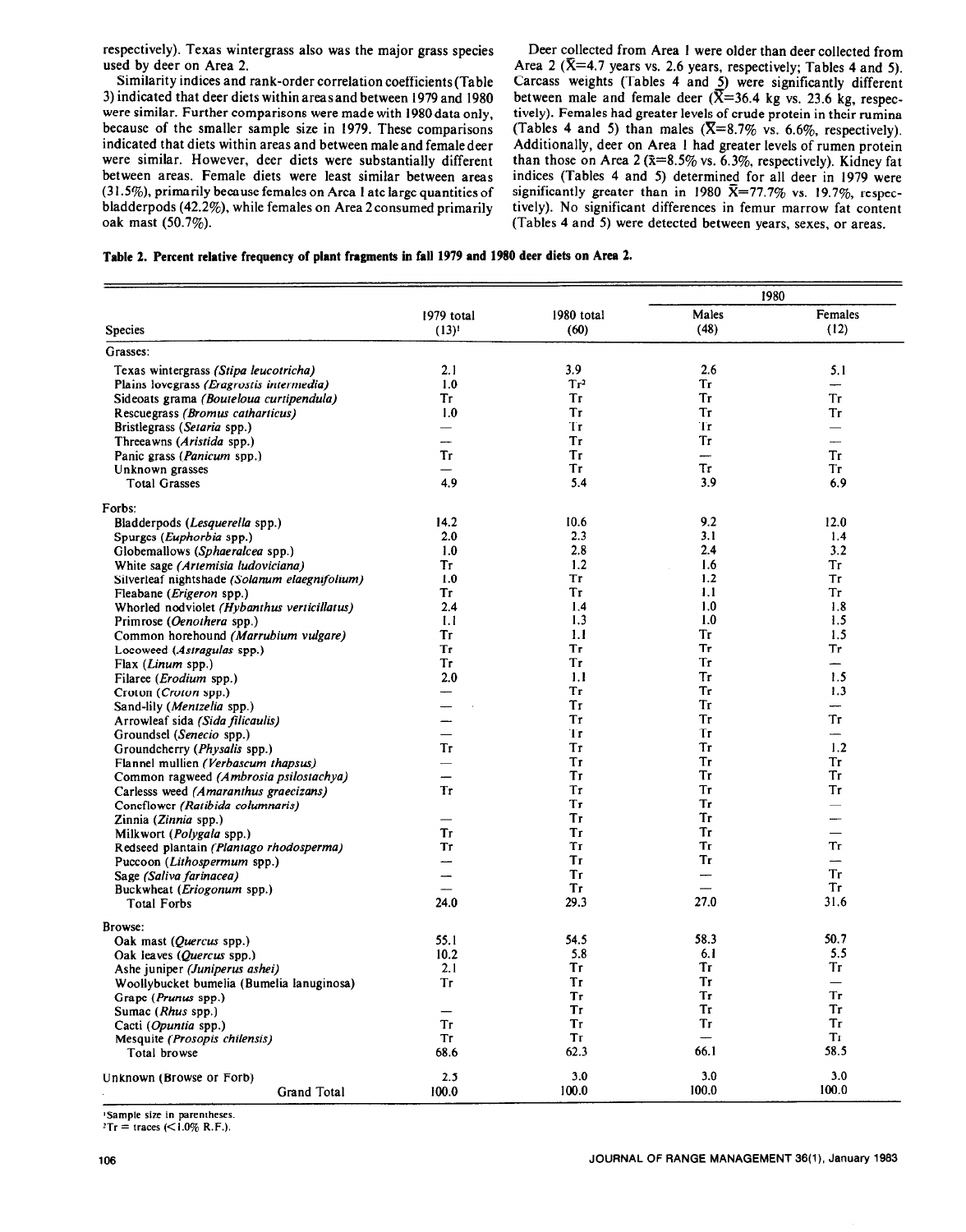respectively). Texas wintergrass also was the major grass species used by deer on Area 2.

Similarity indices and rank-order correlation coefficients (Table 3) indicated that deer diets within areas and between 1979 and 1980 were similar. Further comparisons were made with 1980 data only, because of the smaller sample size in 1979. These comparisons indicated that diets within areas and between male and female deer were similar. However, deer diets were substantially different between areas. Female diets were least similar between areas (31.5%), primarily because females on Area 1 ate large quantities of bladderpods (42.2%), while females on Area 2 consumed primarily oak mast (50.7%).

Deer collected from Area 1 were older than deer collected from Area 2 ($\bar{X}$=4.7 years vs. 2.6 years, respectively; Tables 4 and 5). Carcass weights (Tables 4 and 5) were significantly different between male and female deer ($\bar{X}$=36.4 kg vs. 23.6 kg, respectively). Females had greater levels of crude protein in their rumina (Tables 4 and 5) than males ($\bar{X}$=8.7% vs. 6.6%, respectively). Additionally, deer on Area 1 had greater levels of rumen protein than those on Area 2 ($\bar{x}$=8.5% vs. 6.3%, respectively). Kidney fat indices (Tables 4 and 5) determined for all deer in 1979 were significantly greater than in 1980 $\bar{X}$=77.7% vs. 19.7%, respectively). No significant differences in femur marrow fat content (Tables 4 and 5) were detected between years, sexes, or areas.

**Table 2. Percent relative frequency of plant fragments in fall 1979 and 1980 deer diets on Area 2.**

| Species | 1979 total (13)[1] | 1980 total (60) | 1980 Males (48) | 1980 Females (12) |
|---|---|---|---|---|
| Grasses: | | | | |
| Texas wintergrass (*Stipa leucotricha*) | 2.1 | 3.9 | 2.6 | 5.1 |
| Plains lovegrass (*Eragrostis intermedia*) | 1.0 | Tr[2] | Tr | — |
| Sideoats grama (*Bouteloua curtipendula*) | Tr | Tr | Tr | Tr |
| Rescuegrass (*Bromus catharticus*) | 1.0 | Tr | Tr | Tr |
| Bristlegrass (*Setaria* spp.) | — | Tr | Tr | — |
| Threeawns (*Aristida* spp.) | — | Tr | Tr | — |
| Panic grass (*Panicum* spp.) | Tr | Tr | — | Tr |
| Unknown grasses | — | Tr | Tr | Tr |
| Total Grasses | 4.9 | 5.4 | 3.9 | 6.9 |
| Forbs: | | | | |
| Bladderpods (*Lesquerella* spp.) | 14.2 | 10.6 | 9.2 | 12.0 |
| Spurges (*Euphorbia* spp.) | 2.0 | 2.3 | 3.1 | 1.4 |
| Globemallows (*Sphaeralcea* spp.) | 1.0 | 2.8 | 2.4 | 3.2 |
| White sage (*Artemisia ludoviciana*) | Tr | 1.2 | 1.6 | Tr |
| Silverleaf nightshade (*Solanum elaegnifolium*) | 1.0 | Tr | 1.2 | Tr |
| Fleabane (*Erigeron* spp.) | Tr | Tr | 1.1 | Tr |
| Whorled nodviolet (*Hybanthus verticillatus*) | 2.4 | 1.4 | 1.0 | 1.8 |
| Primrose (*Oenothera* spp.) | 1.1 | 1.3 | 1.0 | 1.5 |
| Common horehound (*Marrubium vulgare*) | Tr | 1.1 | Tr | 1.5 |
| Locoweed (*Astragulas* spp.) | Tr | Tr | Tr | Tr |
| Flax (*Linum* spp.) | Tr | Tr | Tr | — |
| Filaree (*Erodium* spp.) | 2.0 | 1.1 | Tr | 1.5 |
| Croton (*Croton* spp.) | — | Tr | Tr | 1.3 |
| Sand-lily (*Mentzelia* spp.) | — | Tr | Tr | — |
| Arrowleaf sida (*Sida filicaulis*) | — | Tr | Tr | Tr |
| Groundsel (*Senecio* spp.) | — | Tr | Tr | — |
| Groundcherry (*Physalis* spp.) | Tr | Tr | Tr | 1.2 |
| Flannel mullien (*Verbascum thapsus*) | — | Tr | Tr | Tr |
| Common ragweed (*Ambrosia psilostachya*) | — | Tr | Tr | Tr |
| Carlesss weed (*Amaranthus graecizans*) | Tr | Tr | Tr | Tr |
| Coneflower (*Ratibida columnaris*) | | Tr | Tr | — |
| Zinnia (*Zinnia* spp.) | — | Tr | Tr | — |
| Milkwort (*Polygala* spp.) | Tr | Tr | Tr | — |
| Redseed plantain (*Plantago rhodosperma*) | Tr | Tr | Tr | Tr |
| Puccoon (*Lithospermum* spp.) | — | Tr | Tr | — |
| Sage (*Saliva farinacea*) | — | Tr | — | Tr |
| Buckwheat (*Eriogonum* spp.) | — | Tr | — | Tr |
| Total Forbs | 24.0 | 29.3 | 27.0 | 31.6 |
| Browse: | | | | |
| Oak mast (*Quercus* spp.) | 55.1 | 54.5 | 58.3 | 50.7 |
| Oak leaves (*Quercus* spp.) | 10.2 | 5.8 | 6.1 | 5.5 |
| Ashe juniper (*Juniperus ashei*) | 2.1 | Tr | Tr | Tr |
| Woollybucket bumelia (Bumelia lanuginosa) | Tr | Tr | Tr | — |
| Grape (*Prunus* spp.) | | Tr | Tr | Tr |
| Sumac (*Rhus* spp.) | — | Tr | Tr | Tr |
| Cacti (*Opuntia* spp.) | Tr | Tr | Tr | Tr |
| Mesquite (*Prosopis chilensis*) | Tr | Tr | — | Tr |
| Total browse | 68.6 | 62.3 | 66.1 | 58.5 |
| Unknown (Browse or Forb) | 2.5 | 3.0 | 3.0 | 3.0 |
| Grand Total | 100.0 | 100.0 | 100.0 | 100.0 |

[1]Sample size in parentheses.
[2]Tr = traces (<1.0% R.F.).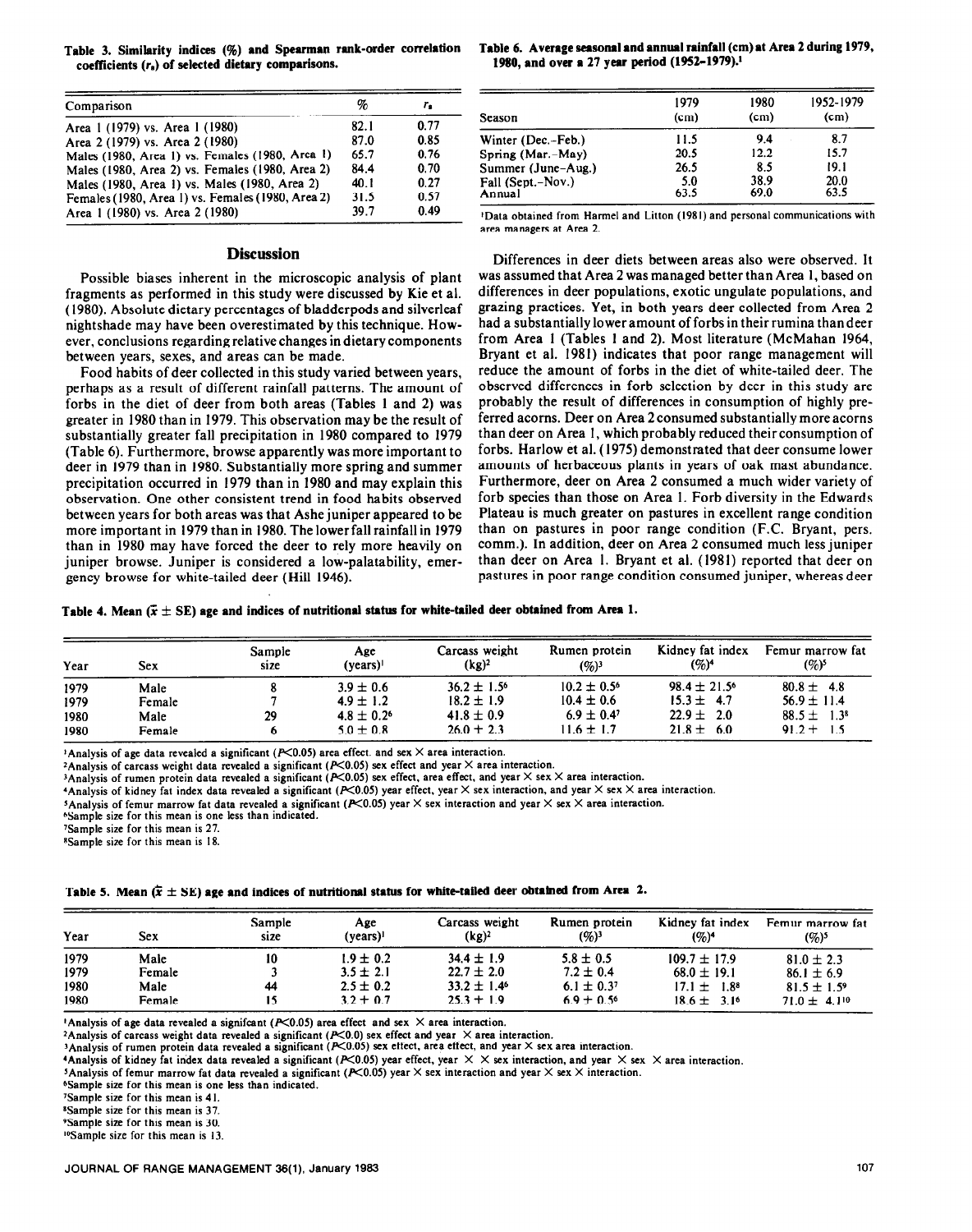**Table 3. Similarity indices (%) and Spearman rank-order correlation coefficients ($r_s$) of selected dietary comparisons.**

| Comparison | % | $r_s$ |
|---|---|---|
| Area 1 (1979) vs. Area 1 (1980) | 82.1 | 0.77 |
| Area 2 (1979) vs. Area 2 (1980) | 87.0 | 0.85 |
| Males (1980, Area 1) vs. Females (1980, Area 1) | 65.7 | 0.76 |
| Males (1980, Area 2) vs. Females (1980, Area 2) | 84.4 | 0.70 |
| Males (1980, Area 1) vs. Males (1980, Area 2) | 40.1 | 0.27 |
| Females (1980, Area 1) vs. Females (1980, Area 2) | 31.5 | 0.57 |
| Area 1 (1980) vs. Area 2 (1980) | 39.7 | 0.49 |

## Discussion

Possible biases inherent in the microscopic analysis of plant fragments as performed in this study were discussed by Kie et al. (1980). Absolute dietary percentages of bladderpods and silverleaf nightshade may have been overestimated by this technique. However, conclusions regarding relative changes in dietary components between years, sexes, and areas can be made.

Food habits of deer collected in this study varied between years, perhaps as a result of different rainfall patterns. The amount of forbs in the diet of deer from both areas (Tables 1 and 2) was greater in 1980 than in 1979. This observation may be the result of substantially greater fall precipitation in 1980 compared to 1979 (Table 6). Furthermore, browse apparently was more important to deer in 1979 than in 1980. Substantially more spring and summer precipitation occurred in 1979 than in 1980 and may explain this observation. One other consistent trend in food habits observed between years for both areas was that Ashe juniper appeared to be more important in 1979 than in 1980. The lower fall rainfall in 1979 than in 1980 may have forced the deer to rely more heavily on juniper browse. Juniper is considered a low-palatability, emergency browse for white-tailed deer (Hill 1946).

**Table 6. Average seasonal and annual rainfall (cm) at Area 2 during 1979, 1980, and over a 27 year period (1952–1979).[1]**

| Season | 1979 (cm) | 1980 (cm) | 1952-1979 (cm) |
|---|---|---|---|
| Winter (Dec.–Feb.) | 11.5 | 9.4 | 8.7 |
| Spring (Mar.–May) | 20.5 | 12.2 | 15.7 |
| Summer (June–Aug.) | 26.5 | 8.5 | 19.1 |
| Fall (Sept.–Nov.) | 5.0 | 38.9 | 20.0 |
| Annual | 63.5 | 69.0 | 63.5 |

[1]Data obtained from Harmel and Litton (1981) and personal communications with area managers at Area 2.

Differences in deer diets between areas also were observed. It was assumed that Area 2 was managed better than Area 1, based on differences in deer populations, exotic ungulate populations, and grazing practices. Yet, in both years deer collected from Area 2 had a substantially lower amount of forbs in their rumina than deer from Area 1 (Tables 1 and 2). Most literature (McMahan 1964, Bryant et al. 1981) indicates that poor range management will reduce the amount of forbs in the diet of white-tailed deer. The observed differences in forb selection by deer in this study are probably the result of differences in consumption of highly preferred acorns. Deer on Area 2 consumed substantially more acorns than deer on Area 1, which probably reduced their consumption of forbs. Harlow et al. (1975) demonstrated that deer consume lower amounts of herbaceous plants in years of oak mast abundance. Furthermore, deer on Area 2 consumed a much wider variety of forb species than those on Area 1. Forb diversity in the Edwards Plateau is much greater on pastures in excellent range condition than on pastures in poor range condition (F.C. Bryant, pers. comm.). In addition, deer on Area 2 consumed much less juniper than deer on Area 1. Bryant et al. (1981) reported that deer on pastures in poor range condition consumed juniper, whereas deer

**Table 4. Mean ($\bar{x} \pm$ SE) age and indices of nutritional status for white-tailed deer obtained from Area 1.**

| Year | Sex | Sample size | Age (years)[1] | Carcass weight (kg)[2] | Rumen protein (%)[3] | Kidney fat index (%)[4] | Femur marrow fat (%)[5] |
|---|---|---|---|---|---|---|---|
| 1979 | Male | 8 | 3.9 ± 0.6 | 36.2 ± 1.5[6] | 10.2 ± 0.5[6] | 98.4 ± 21.5[6] | 80.8 ± 4.8 |
| 1979 | Female | 7 | 4.9 ± 1.2 | 18.2 ± 1.9 | 10.4 ± 0.6 | 15.3 ± 4.7 | 56.9 ± 11.4 |
| 1980 | Male | 29 | 4.8 ± 0.2[6] | 41.8 ± 0.9 | 6.9 ± 0.4[7] | 22.9 ± 2.0 | 88.5 ± 1.3[8] |
| 1980 | Female | 6 | 5.0 ± 0.8 | 26.0 ± 2.3 | 11.6 ± 1.7 | 21.8 ± 6.0 | 91.2 ± 1.5 |

[1]Analysis of age data revealed a significant ($P<0.05$) area effect, and sex × area interaction.
[2]Analysis of carcass weight data revealed a significant ($P<0.05$) sex effect and year × area interaction.
[3]Analysis of rumen protein data revealed a significant ($P<0.05$) sex effect, area effect, and year × sex × area interaction.
[4]Analysis of kidney fat index data revealed a significant ($P<0.05$) year effect, year × sex interaction, and year × sex × area interaction.
[5]Analysis of femur marrow fat data revealed a significant ($P<0.05$) year × sex interaction and year × sex × area interaction.
[6]Sample size for this mean is one less than indicated.
[7]Sample size for this mean is 27.
[8]Sample size for this mean is 18.

**Table 5. Mean ($\bar{x} \pm$ SE) age and indices of nutritional status for white-tailed deer obtained from Area 2.**

| Year | Sex | Sample size | Age (years)[1] | Carcass weight (kg)[2] | Rumen protein (%)[3] | Kidney fat index (%)[4] | Femur marrow fat (%)[5] |
|---|---|---|---|---|---|---|---|
| 1979 | Male | 10 | 1.9 ± 0.2 | 34.4 ± 1.9 | 5.8 ± 0.5 | 109.7 ± 17.9 | 81.0 ± 2.3 |
| 1979 | Female | 3 | 3.5 ± 2.1 | 22.7 ± 2.0 | 7.2 ± 0.4 | 68.0 ± 19.1 | 86.1 ± 6.9 |
| 1980 | Male | 44 | 2.5 ± 0.2 | 33.2 ± 1.4[6] | 6.1 ± 0.3[7] | 17.1 ± 1.8[8] | 81.5 ± 1.5[9] |
| 1980 | Female | 15 | 3.2 ± 0.7 | 25.3 ± 1.9 | 6.9 ± 0.5[6] | 18.6 ± 3.1[6] | 71.0 ± 4.1[10] |

[1]Analysis of age data revealed a signifcant ($P<0.05$) area effect and sex × area interaction.
[2]Analysis of carcass weight data revealed a significant ($P<0.0$) sex effect and year × area interaction.
[3]Analysis of rumen protein data revealed a significant ($P<0.05$) sex effect, area effect, and year × sex area interaction.
[4]Analysis of kidney fat index data revealed a significant ($P<0.05$) year effect, year × × sex interaction, and year × sex × area interaction.
[5]Analysis of femur marrow fat data revealed a significant ($P<0.05$) year × sex interaction and year × sex × interaction.
[6]Sample size for this mean is one less than indicated.
[7]Sample size for this mean is 41.
[8]Sample size for this mean is 37.
[9]Sample size for this mean is 30.
[10]Sample size for this mean is 13.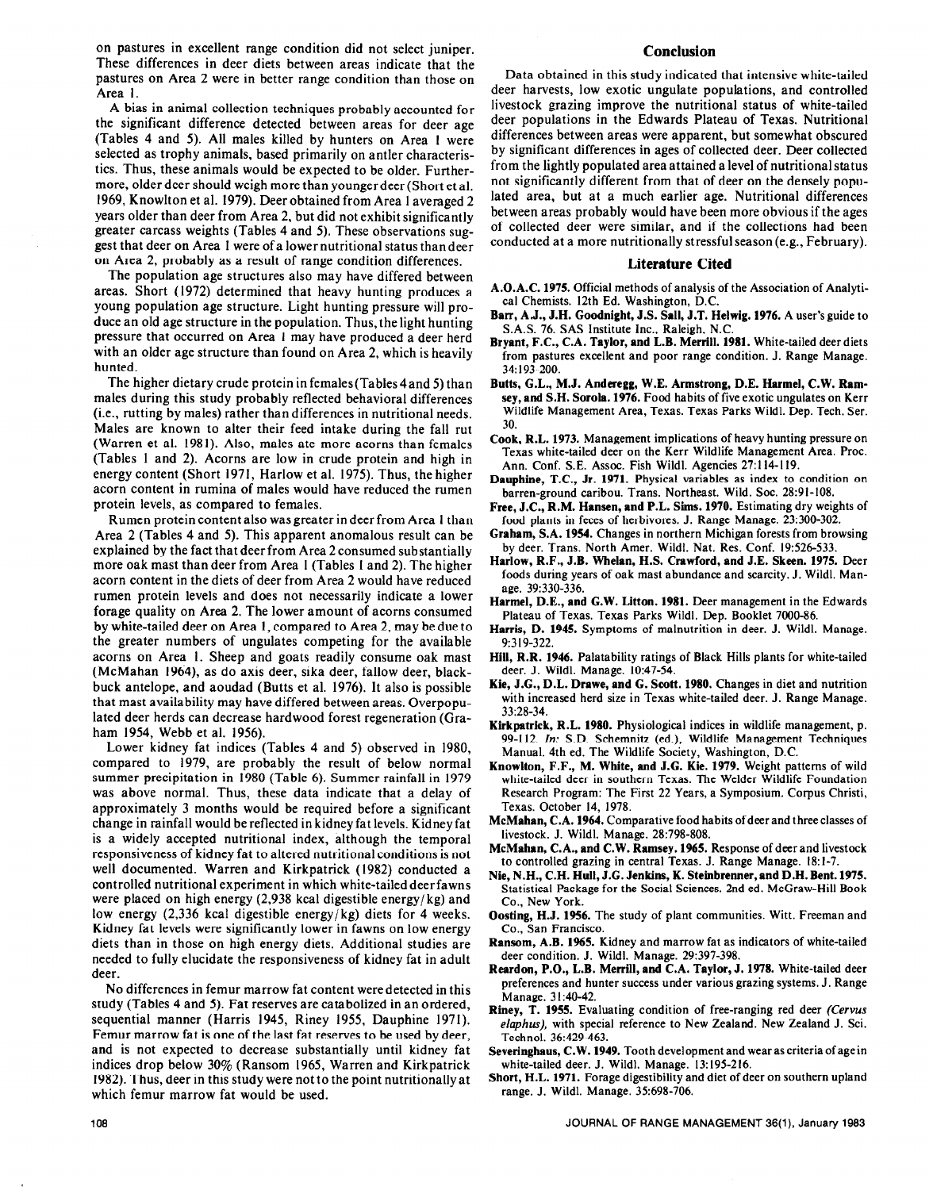on pastures in excellent range condition did not select juniper. These differences in deer diets between areas indicate that the pastures on Area 2 were in better range condition than those on Area 1.

A bias in animal collection techniques probably accounted for the significant difference detected between areas for deer age (Tables 4 and 5). All males killed by hunters on Area 1 were selected as trophy animals, based primarily on antler characteristics. Thus, these animals would be expected to be older. Furthermore, older deer should weigh more than younger deer (Short et al. 1969, Knowlton et al. 1979). Deer obtained from Area 1 averaged 2 years older than deer from Area 2, but did not exhibit significantly greater carcass weights (Tables 4 and 5). These observations suggest that deer on Area 1 were of a lower nutritional status than deer on Area 2, probably as a result of range condition differences.

The population age structures also may have differed between areas. Short (1972) determined that heavy hunting produces a young population age structure. Light hunting pressure will produce an old age structure in the population. Thus, the light hunting pressure that occurred on Area 1 may have produced a deer herd with an older age structure than found on Area 2, which is heavily hunted.

The higher dietary crude protein in females (Tables 4 and 5) than males during this study probably reflected behavioral differences (i.e., rutting by males) rather than differences in nutritional needs. Males are known to alter their feed intake during the fall rut (Warren et al. 1981). Also, males ate more acorns than females (Tables 1 and 2). Acorns are low in crude protein and high in energy content (Short 1971, Harlow et al. 1975). Thus, the higher acorn content in rumina of males would have reduced the rumen protein levels, as compared to females.

Rumen protein content also was greater in deer from Area 1 than Area 2 (Tables 4 and 5). This apparent anomalous result can be explained by the fact that deer from Area 2 consumed substantially more oak mast than deer from Area 1 (Tables 1 and 2). The higher acorn content in the diets of deer from Area 2 would have reduced rumen protein levels and does not necessarily indicate a lower forage quality on Area 2. The lower amount of acorns consumed by white-tailed deer on Area 1, compared to Area 2, may be due to the greater numbers of ungulates competing for the available acorns on Area 1. Sheep and goats readily consume oak mast (McMahan 1964), as do axis deer, sika deer, fallow deer, blackbuck antelope, and aoudad (Butts et al. 1976). It also is possible that mast availability may have differed between areas. Overpopulated deer herds can decrease hardwood forest regeneration (Graham 1954, Webb et al. 1956).

Lower kidney fat indices (Tables 4 and 5) observed in 1980, compared to 1979, are probably the result of below normal summer precipitation in 1980 (Table 6). Summer rainfall in 1979 was above normal. Thus, these data indicate that a delay of approximately 3 months would be required before a significant change in rainfall would be reflected in kidney fat levels. Kidney fat is a widely accepted nutritional index, although the temporal responsiveness of kidney fat to altered nutritional conditions is not well documented. Warren and Kirkpatrick (1982) conducted a controlled nutritional experiment in which white-tailed deer fawns were placed on high energy (2,938 kcal digestible energy/kg) and low energy (2,336 kcal digestible energy/kg) diets for 4 weeks. Kidney fat levels were significantly lower in fawns on low energy diets than in those on high energy diets. Additional studies are needed to fully elucidate the responsiveness of kidney fat in adult deer.

No differences in femur marrow fat content were detected in this study (Tables 4 and 5). Fat reserves are catabolized in an ordered, sequential manner (Harris 1945, Riney 1955, Dauphine 1971). Femur marrow fat is one of the last fat reserves to be used by deer, and is not expected to decrease substantially until kidney fat indices drop below 30% (Ransom 1965, Warren and Kirkpatrick 1982). Thus, deer in this study were not to the point nutritionally at which femur marrow fat would be used.

## Conclusion

Data obtained in this study indicated that intensive white-tailed deer harvests, low exotic ungulate populations, and controlled livestock grazing improve the nutritional status of white-tailed deer populations in the Edwards Plateau of Texas. Nutritional differences between areas were apparent, but somewhat obscured by significant differences in ages of collected deer. Deer collected from the lightly populated area attained a level of nutritional status not significantly different from that of deer on the densely populated area, but at a much earlier age. Nutritional differences between areas probably would have been more obvious if the ages of collected deer were similar, and if the collections had been conducted at a more nutritionally stressful season (e.g., February).

## Literature Cited

**A.O.A.C. 1975.** Official methods of analysis of the Association of Analytical Chemists. 12th Ed. Washington, D.C.

**Barr, A.J., J.H. Goodnight, J.S. Sall, J.T. Helwig. 1976.** A user's guide to S.A.S. 76. SAS Institute Inc., Raleigh, N.C.

**Bryant, F.C., C.A. Taylor, and L.B. Merrill. 1981.** White-tailed deer diets from pastures excellent and poor range condition. J. Range Manage. 34:193-200.

**Butts, G.L., M.J. Anderegg, W.E. Armstrong, D.E. Harmel, C.W. Ramsey, and S.H. Sorola. 1976.** Food habits of five exotic ungulates on Kerr Wildlife Management Area, Texas. Texas Parks Wildl. Dep. Tech. Ser. 30.

**Cook, R.L. 1973.** Management implications of heavy hunting pressure on Texas white-tailed deer on the Kerr Wildlife Management Area. Proc. Ann. Conf. S.E. Assoc. Fish Wildl. Agencies 27:114-119.

**Dauphine, T.C., Jr. 1971.** Physical variables as index to condition on barren-ground caribou. Trans. Northeast. Wild. Soc. 28:91-108.

**Free, J.C., R.M. Hansen, and P.L. Sims. 1970.** Estimating dry weights of food plants in feces of herbivores. J. Range Manage. 23:300-302.

**Graham, S.A. 1954.** Changes in northern Michigan forests from browsing by deer. Trans. North Amer. Wildl. Nat. Res. Conf. 19:526-533.

**Harlow, R.F., J.B. Whelan, H.S. Crawford, and J.E. Skeen. 1975.** Deer foods during years of oak mast abundance and scarcity. J. Wildl. Manage. 39:330-336.

**Harmel, D.E., and G.W. Litton. 1981.** Deer management in the Edwards Plateau of Texas. Texas Parks Wildl. Dep. Booklet 7000-86.

**Harris, D. 1945.** Symptoms of malnutrition in deer. J. Wildl. Manage. 9:319-322.

**Hill, R.R. 1946.** Palatability ratings of Black Hills plants for white-tailed deer. J. Wildl. Manage. 10:47-54.

**Kie, J.G., D.L. Drawe, and G. Scott. 1980.** Changes in diet and nutrition with increased herd size in Texas white-tailed deer. J. Range Manage. 33:28-34.

**Kirkpatrick, R.L. 1980.** Physiological indices in wildlife management, p. 99-112. *In:* S.D. Schemnitz (ed.), Wildlife Management Techniques Manual. 4th ed. The Wildlife Society, Washington, D.C.

**Knowlton, F.F., M. White, and J.G. Kie. 1979.** Weight patterns of wild white-tailed deer in southern Texas. The Welder Wildlife Foundation Research Program: The First 22 Years, a Symposium. Corpus Christi, Texas. October 14, 1978.

**McMahan, C.A. 1964.** Comparative food habits of deer and three classes of livestock. J. Wildl. Manage. 28:798-808.

**McMahan, C.A., and C.W. Ramsey. 1965.** Response of deer and livestock to controlled grazing in central Texas. J. Range Manage. 18:1-7.

**Nie, N.H., C.H. Hull, J.G. Jenkins, K. Steinbrenner, and D.H. Bent. 1975.** Statistical Package for the Social Sciences. 2nd ed. McGraw-Hill Book Co., New York.

**Oosting, H.J. 1956.** The study of plant communities. Witt. Freeman and Co., San Francisco.

**Ransom, A.B. 1965.** Kidney and marrow fat as indicators of white-tailed deer condition. J. Wildl. Manage. 29:397-398.

**Reardon, P.O., L.B. Merrill, and C.A. Taylor, J. 1978.** White-tailed deer preferences and hunter success under various grazing systems. J. Range Manage. 31:40-42.

**Riney, T. 1955.** Evaluating condition of free-ranging red deer *(Cervus elaphus)*, with special reference to New Zealand. New Zealand J. Sci. Technol. 36:429-463.

**Severinghaus, C.W. 1949.** Tooth development and wear as criteria of age in white-tailed deer. J. Wildl. Manage. 13:195-216.

**Short, H.L. 1971.** Forage digestibility and diet of deer on southern upland range. J. Wildl. Manage. 35:698-706.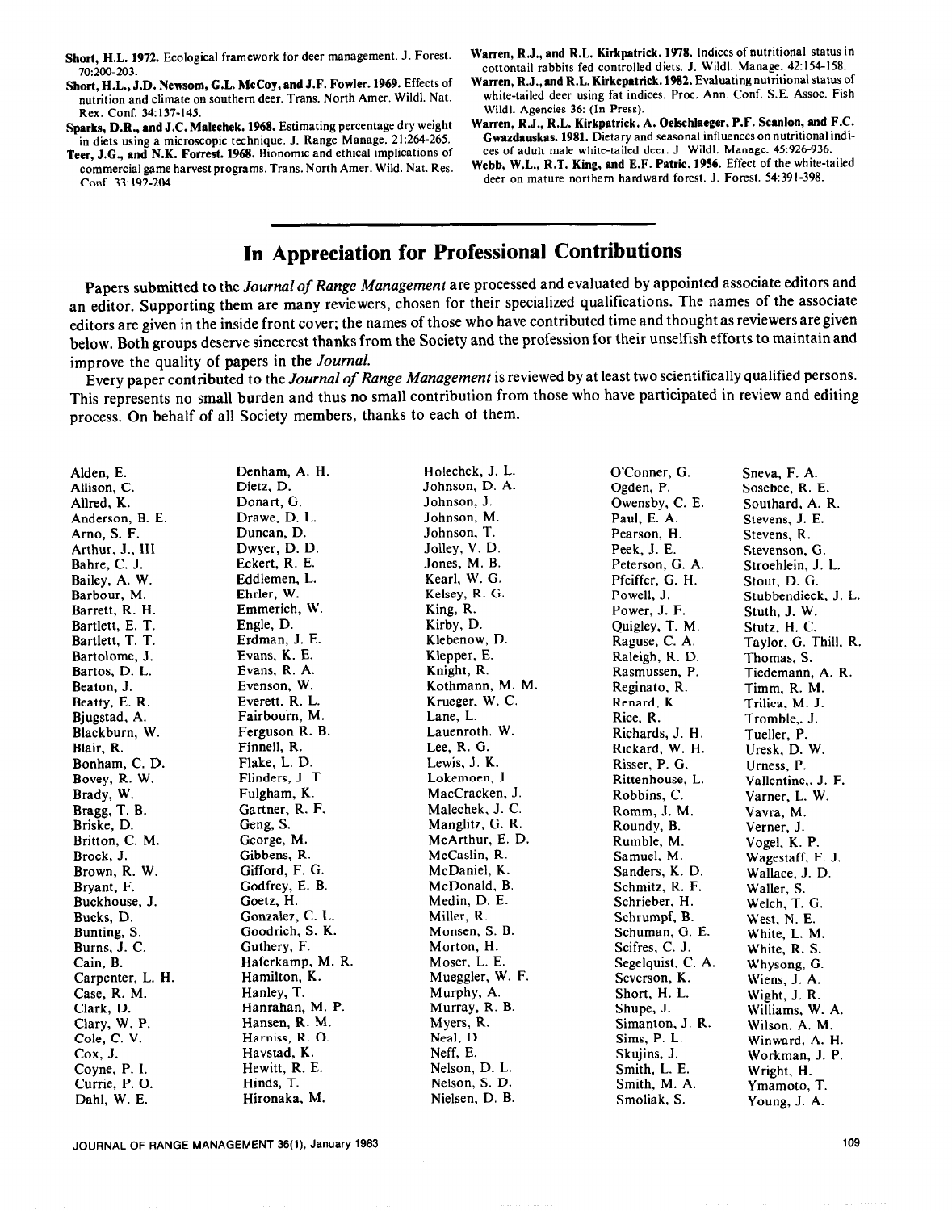**Short, H.L. 1972.** Ecological framework for deer management. J. Forest. 70:200-203.

**Short, H.L., J.D. Newsom, G.L. McCoy, and J.F. Fowler. 1969.** Effects of nutrition and climate on southern deer. Trans. North Amer. Wildl. Nat. Res. Conf. 34:137-145.

**Sparks, D.R., and J.C. Malechek. 1968.** Estimating percentage dry weight in diets using a microscopic technique. J. Range Manage. 21:264-265.

**Teer, J.G., and N.K. Forrest. 1968.** Bionomic and ethical implications of commercial game harvest programs. Trans. North Amer. Wild. Nat. Res. Conf. 33:192-204.

**Warren, R.J., and R.L. Kirkpatrick. 1978.** Indices of nutritional status in cottontail rabbits fed controlled diets. J. Wildl. Manage. 42:154-158.

**Warren, R.J., and R.L. Kirkcpatrick. 1982.** Evaluating nutritional status of white-tailed deer using fat indices. Proc. Ann. Conf. S.E. Assoc. Fish Wildl. Agencies 36: (In Press).

**Warren, R.J., R.L. Kirkpatrick. A. Oelschlaeger, P.F. Scanlon, and F.C. Gwazdauskas. 1981.** Dietary and seasonal influences on nutritional indices of adult male white-tailed deer. J. Wildl. Manage. 45:926-936.

**Webb, W.L., R.T. King, and E.F. Patric. 1956.** Effect of the white-tailed deer on mature northern hardward forest. J. Forest. 54:391-398.

## In Appreciation for Professional Contributions

Papers submitted to the *Journal of Range Management* are processed and evaluated by appointed associate editors and an editor. Supporting them are many reviewers, chosen for their specialized qualifications. The names of the associate editors are given in the inside front cover; the names of those who have contributed time and thought as reviewers are given below. Both groups deserve sincerest thanks from the Society and the profession for their unselfish efforts to maintain and improve the quality of papers in the *Journal.*

Every paper contributed to the *Journal of Range Management* is reviewed by at least two scientifically qualified persons. This represents no small burden and thus no small contribution from those who have participated in review and editing process. On behalf of all Society members, thanks to each of them.

Alden, E.
Allison, C.
Allred, K.
Anderson, B. E.
Arno, S. F.
Arthur, J., III
Bahre, C. J.
Bailey, A. W.
Barbour, M.
Barrett, R. H.
Bartlett, E. T.
Bartlett, T. T.
Bartolome, J.
Bartos, D. L.
Beaton, J.
Beatty, E. R.
Bjugstad, A.
Blackburn, W.
Blair, R.
Bonham, C. D.
Bovey, R. W.
Brady, W.
Bragg, T. B.
Briske, D.
Britton, C. M.
Brock, J.
Brown, R. W.
Bryant, F.
Buckhouse, J.
Bucks, D.
Bunting, S.
Burns, J. C.
Cain, B.
Carpenter, L. H.
Case, R. M.
Clark, D.
Clary, W. P.
Cole, C. V.
Cox, J.
Coyne, P. I.
Currie, P. O.
Dahl, W. E.
Denham, A. H.
Dietz, D.
Donart, G.
Drawe, D. L.
Duncan, D.
Dwyer, D. D.
Eckert, R. E.
Eddlemen, L.
Ehrler, W.
Emmerich, W.
Engle, D.
Erdman, J. E.
Evans, K. E.
Evans, R. A.
Evenson, W.
Everett, R. L.
Fairbourn, M.
Ferguson R. B.
Finnell, R.
Flake, L. D.
Flinders, J. T.
Fulgham, K.
Gartner, R. F.
Geng, S.
George, M.
Gibbens, R.
Gifford, F. G.
Godfrey, E. B.
Goetz, H.
Gonzalez, C. L.
Goodrich, S. K.
Guthery, F.
Haferkamp, M. R.
Hamilton, K.
Hanley, T.
Hanrahan, M. P.
Hansen, R. M.
Harniss, R. O.
Havstad, K.
Hewitt, R. E.
Hinds, T.
Hironaka, M.
Holechek, J. L.
Johnson, D. A.
Johnson, J.
Johnson, M.
Johnson, T.
Jolley, V. D.
Jones, M. B.
Kearl, W. G.
Kelsey, R. G.
King, R.
Kirby, D.
Klebenow, D.
Klepper, E.
Knight, R.
Kothmann, M. M.
Krueger, W. C.
Lane, L.
Lauenroth. W.
Lee, R. G.
Lewis, J. K.
Lokemoen, J.
MacCracken, J.
Malechek, J. C.
Manglitz, G. R.
McArthur, E. D.
McCaslin, R.
McDaniel, K.
McDonald, B.
Medin, D. E.
Miller, R.
Monsen, S. B.
Morton, H.
Moser, L. E.
Mueggler, W. F.
Murphy, A.
Murray, R. B.
Myers, R.
Neal, D.
Neff, E.
Nelson, D. L.
Nelson, S. D.
Nielsen, D. B.
O'Conner, G.
Ogden, P.
Owensby, C. E.
Paul, E. A.
Pearson, H.
Peek, J. E.
Peterson, G. A.
Pfeiffer, G. H.
Powell, J.
Power, J. F.
Quigley, T. M.
Raguse, C. A.
Raleigh, R. D.
Rasmussen, P.
Reginato, R.
Renard, K.
Rice, R.
Richards, J. H.
Rickard, W. H.
Risser, P. G.
Rittenhouse, L.
Robbins, C.
Romm, J. M.
Roundy, B.
Rumble, M.
Samuel, M.
Sanders, K. D.
Schmitz, R. F.
Schrieber, H.
Schrumpf, B.
Schuman, G. E.
Scifres, C. J.
Segelquist, C. A.
Severson, K.
Short, H. L.
Shupe, J.
Simanton, J. R.
Sims, P. L.
Skujins, J.
Smith, L. E.
Smith, M. A.
Smoliak, S.
Sneva, F. A.
Sosebee, R. E.
Southard, A. R.
Stevens, J. E.
Stevens, R.
Stevenson, G.
Stroehlein, J. L.
Stout, D. G.
Stubbendieck, J. L.
Stuth, J. W.
Stutz, H. C.
Taylor, G. Thill, R.
Thomas, S.
Tiedemann, A. R.
Timm, R. M.
Trilica, M. J.
Tromble,. J.
Tueller, P.
Uresk, D. W.
Urness, P.
Vallentine,. J. F.
Varner, L. W.
Vavra, M.
Verner, J.
Vogel, K. P.
Wagestaff, F. J.
Wallace, J. D.
Waller, S.
Welch, T. G.
West, N. E.
White, L. M.
White, R. S.
Whysong, G.
Wiens, J. A.
Wight, J. R.
Williams, W. A.
Wilson, A. M.
Winward, A. H.
Workman, J. P.
Wright, H.
Ymamoto, T.
Young, J. A.